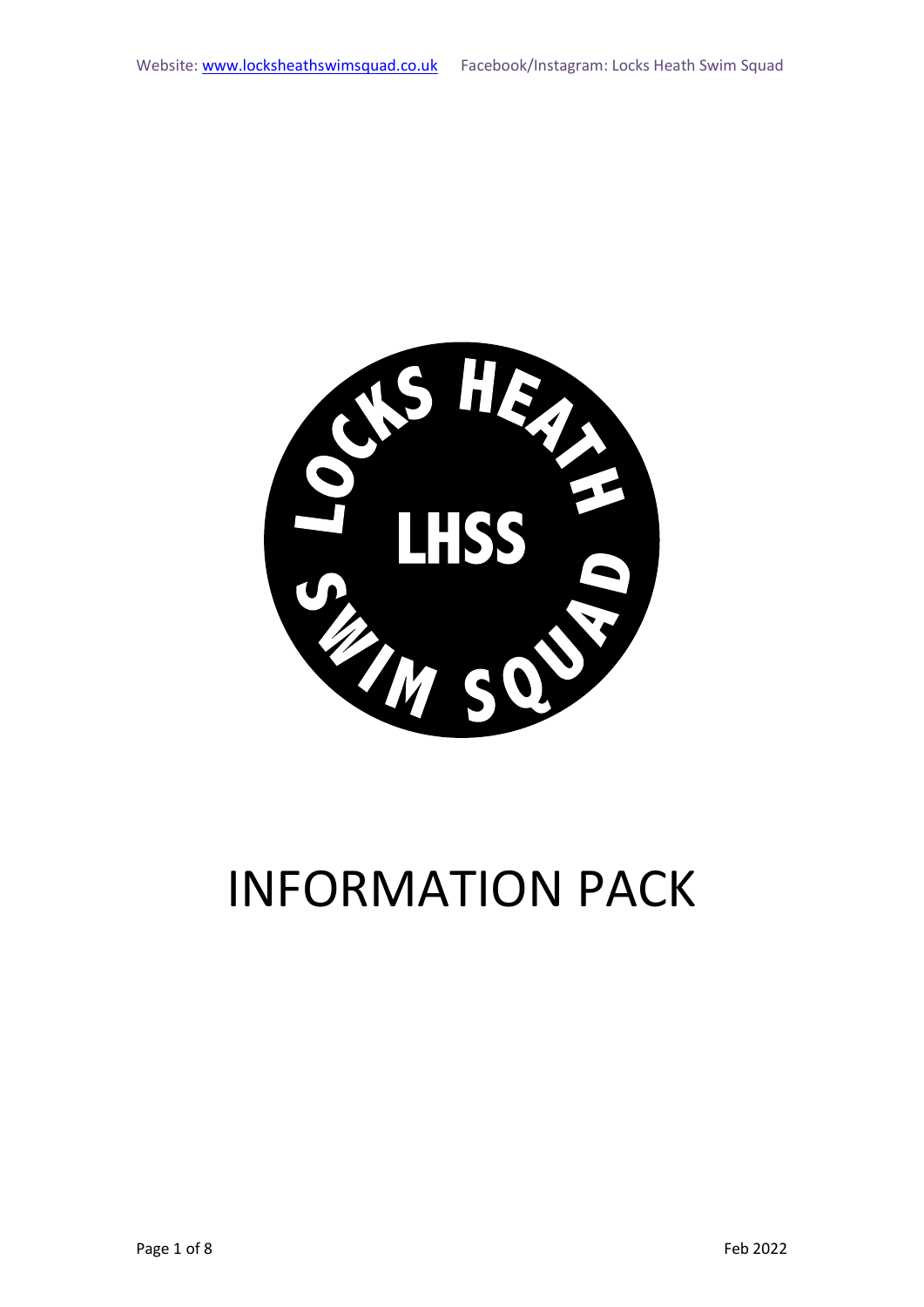# INFORMATION PACK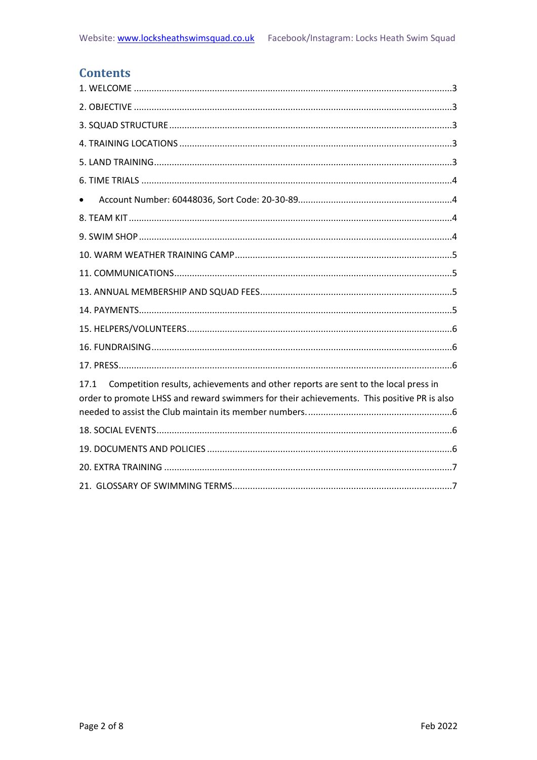## Contents

1. WELCOME ....................................................................................................................3

2. OBJECTIVE ....................................................................................................................3

3. SQUAD STRUCTURE ....................................................................................................3

4. TRAINING LOCATIONS ................................................................................................3

5. LAND TRAINING............................................................................................................3

6. TIME TRIALS ................................................................................................................4

- Account Number: 60448036, Sort Code: 20-30-89.....................................................4

8. TEAM KIT ......................................................................................................................4

9. SWIM SHOP ..................................................................................................................4

10. WARM WEATHER TRAINING CAMP .........................................................................5

11. COMMUNICATIONS....................................................................................................5

13. ANNUAL MEMBERSHIP AND SQUAD FEES..............................................................5

14. PAYMENTS..................................................................................................................5

15. HELPERS/VOLUNTEERS.............................................................................................6

16. FUNDRAISING.............................................................................................................6

17. PRESS..........................................................................................................................6

17.1 Competition results, achievements and other reports are sent to the local press in order to promote LHSS and reward swimmers for their achievements. This positive PR is also needed to assist the Club maintain its member numbers. ..................................................6

18. SOCIAL EVENTS...........................................................................................................6

19. DOCUMENTS AND POLICIES .....................................................................................6

20. EXTRA TRAINING ........................................................................................................7

21. GLOSSARY OF SWIMMING TERMS...........................................................................7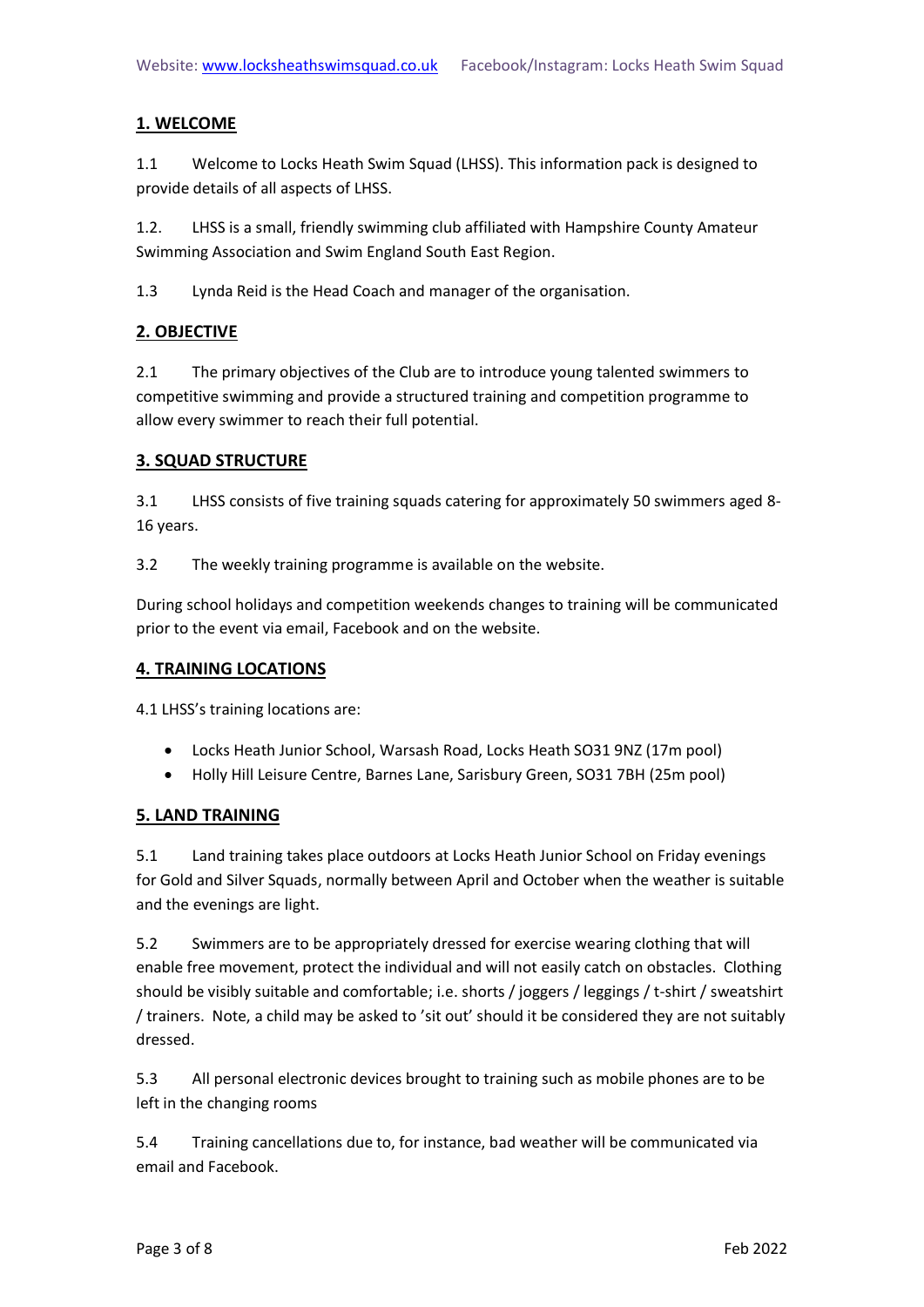## 1. WELCOME

1.1 Welcome to Locks Heath Swim Squad (LHSS). This information pack is designed to provide details of all aspects of LHSS.

1.2. LHSS is a small, friendly swimming club affiliated with Hampshire County Amateur Swimming Association and Swim England South East Region.

1.3 Lynda Reid is the Head Coach and manager of the organisation.

## 2. OBJECTIVE

2.1 The primary objectives of the Club are to introduce young talented swimmers to competitive swimming and provide a structured training and competition programme to allow every swimmer to reach their full potential.

## 3. SQUAD STRUCTURE

3.1 LHSS consists of five training squads catering for approximately 50 swimmers aged 8-16 years.

3.2 The weekly training programme is available on the website.

During school holidays and competition weekends changes to training will be communicated prior to the event via email, Facebook and on the website.

## 4. TRAINING LOCATIONS

4.1 LHSS's training locations are:

- Locks Heath Junior School, Warsash Road, Locks Heath SO31 9NZ (17m pool)
- Holly Hill Leisure Centre, Barnes Lane, Sarisbury Green, SO31 7BH (25m pool)

## 5. LAND TRAINING

5.1 Land training takes place outdoors at Locks Heath Junior School on Friday evenings for Gold and Silver Squads, normally between April and October when the weather is suitable and the evenings are light.

5.2 Swimmers are to be appropriately dressed for exercise wearing clothing that will enable free movement, protect the individual and will not easily catch on obstacles. Clothing should be visibly suitable and comfortable; i.e. shorts / joggers / leggings / t-shirt / sweatshirt / trainers. Note, a child may be asked to 'sit out' should it be considered they are not suitably dressed.

5.3 All personal electronic devices brought to training such as mobile phones are to be left in the changing rooms

5.4 Training cancellations due to, for instance, bad weather will be communicated via email and Facebook.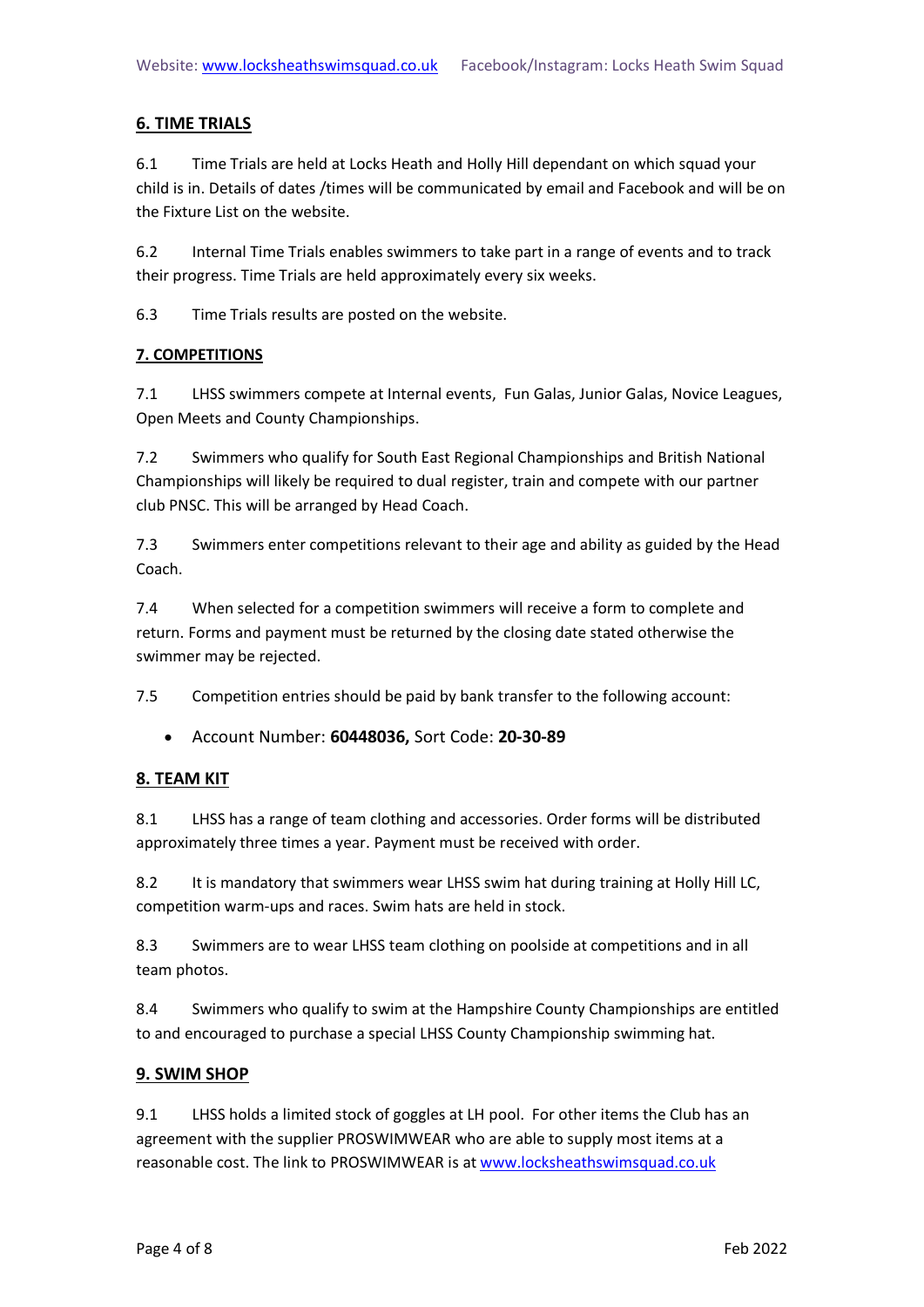## 6. TIME TRIALS

6.1 Time Trials are held at Locks Heath and Holly Hill dependant on which squad your child is in. Details of dates /times will be communicated by email and Facebook and will be on the Fixture List on the website.

6.2 Internal Time Trials enables swimmers to take part in a range of events and to track their progress. Time Trials are held approximately every six weeks.

6.3 Time Trials results are posted on the website.

## 7. COMPETITIONS

7.1 LHSS swimmers compete at Internal events, Fun Galas, Junior Galas, Novice Leagues, Open Meets and County Championships.

7.2 Swimmers who qualify for South East Regional Championships and British National Championships will likely be required to dual register, train and compete with our partner club PNSC. This will be arranged by Head Coach.

7.3 Swimmers enter competitions relevant to their age and ability as guided by the Head Coach.

7.4 When selected for a competition swimmers will receive a form to complete and return. Forms and payment must be returned by the closing date stated otherwise the swimmer may be rejected.

7.5 Competition entries should be paid by bank transfer to the following account:

- Account Number: **60448036,** Sort Code: **20-30-89**

## 8. TEAM KIT

8.1 LHSS has a range of team clothing and accessories. Order forms will be distributed approximately three times a year. Payment must be received with order.

8.2 It is mandatory that swimmers wear LHSS swim hat during training at Holly Hill LC, competition warm-ups and races. Swim hats are held in stock.

8.3 Swimmers are to wear LHSS team clothing on poolside at competitions and in all team photos.

8.4 Swimmers who qualify to swim at the Hampshire County Championships are entitled to and encouraged to purchase a special LHSS County Championship swimming hat.

## 9. SWIM SHOP

9.1 LHSS holds a limited stock of goggles at LH pool. For other items the Club has an agreement with the supplier PROSWIMWEAR who are able to supply most items at a reasonable cost. The link to PROSWIMWEAR is at www.locksheathswimsquad.co.uk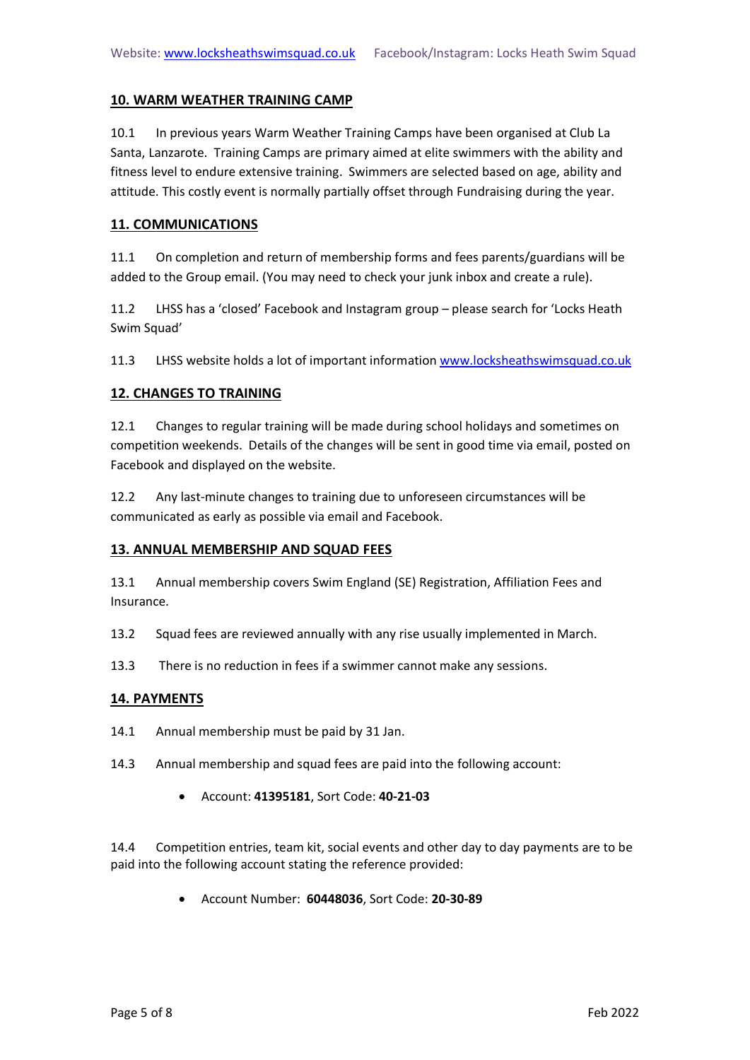## 10. WARM WEATHER TRAINING CAMP

10.1 In previous years Warm Weather Training Camps have been organised at Club La Santa, Lanzarote. Training Camps are primary aimed at elite swimmers with the ability and fitness level to endure extensive training. Swimmers are selected based on age, ability and attitude. This costly event is normally partially offset through Fundraising during the year.

## 11. COMMUNICATIONS

11.1 On completion and return of membership forms and fees parents/guardians will be added to the Group email. (You may need to check your junk inbox and create a rule).

11.2 LHSS has a 'closed' Facebook and Instagram group – please search for 'Locks Heath Swim Squad'

11.3 LHSS website holds a lot of important information www.locksheathswimsquad.co.uk

## 12. CHANGES TO TRAINING

12.1 Changes to regular training will be made during school holidays and sometimes on competition weekends. Details of the changes will be sent in good time via email, posted on Facebook and displayed on the website.

12.2 Any last-minute changes to training due to unforeseen circumstances will be communicated as early as possible via email and Facebook.

## 13. ANNUAL MEMBERSHIP AND SQUAD FEES

13.1 Annual membership covers Swim England (SE) Registration, Affiliation Fees and Insurance.

13.2 Squad fees are reviewed annually with any rise usually implemented in March.

13.3 There is no reduction in fees if a swimmer cannot make any sessions.

## 14. PAYMENTS

14.1 Annual membership must be paid by 31 Jan.

14.3 Annual membership and squad fees are paid into the following account:

- Account: **41395181**, Sort Code: **40-21-03**

14.4 Competition entries, team kit, social events and other day to day payments are to be paid into the following account stating the reference provided:

- Account Number: **60448036**, Sort Code: **20-30-89**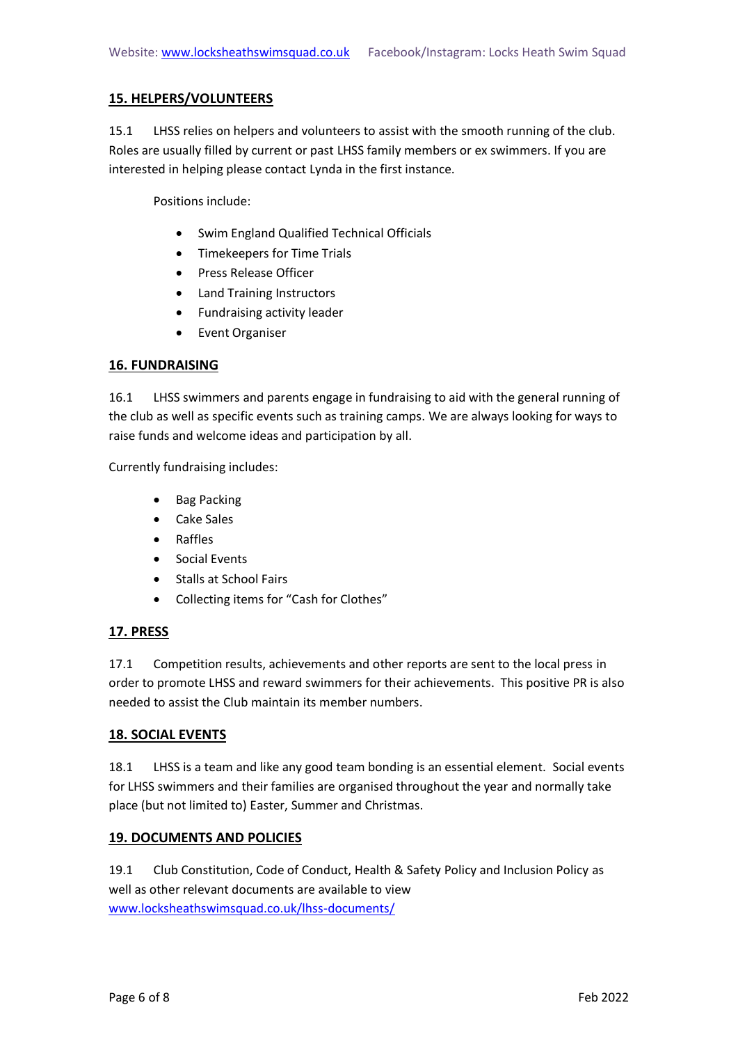## 15. HELPERS/VOLUNTEERS

15.1 LHSS relies on helpers and volunteers to assist with the smooth running of the club. Roles are usually filled by current or past LHSS family members or ex swimmers. If you are interested in helping please contact Lynda in the first instance.

Positions include:

- Swim England Qualified Technical Officials
- Timekeepers for Time Trials
- Press Release Officer
- Land Training Instructors
- Fundraising activity leader
- Event Organiser

## 16. FUNDRAISING

16.1 LHSS swimmers and parents engage in fundraising to aid with the general running of the club as well as specific events such as training camps. We are always looking for ways to raise funds and welcome ideas and participation by all.

Currently fundraising includes:

- Bag Packing
- Cake Sales
- Raffles
- Social Events
- Stalls at School Fairs
- Collecting items for "Cash for Clothes"

## 17. PRESS

17.1 Competition results, achievements and other reports are sent to the local press in order to promote LHSS and reward swimmers for their achievements. This positive PR is also needed to assist the Club maintain its member numbers.

## 18. SOCIAL EVENTS

18.1 LHSS is a team and like any good team bonding is an essential element. Social events for LHSS swimmers and their families are organised throughout the year and normally take place (but not limited to) Easter, Summer and Christmas.

## 19. DOCUMENTS AND POLICIES

19.1 Club Constitution, Code of Conduct, Health & Safety Policy and Inclusion Policy as well as other relevant documents are available to view [www.locksheathswimsquad.co.uk/lhss-documents/](http://www.locksheathswimsquad.co.uk/lhss-documents/)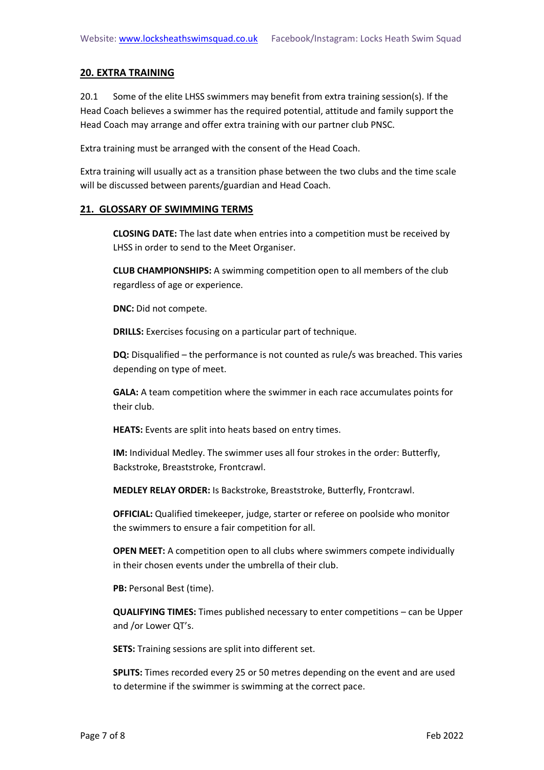## 20. EXTRA TRAINING

20.1 Some of the elite LHSS swimmers may benefit from extra training session(s). If the Head Coach believes a swimmer has the required potential, attitude and family support the Head Coach may arrange and offer extra training with our partner club PNSC.

Extra training must be arranged with the consent of the Head Coach.

Extra training will usually act as a transition phase between the two clubs and the time scale will be discussed between parents/guardian and Head Coach.

## 21. GLOSSARY OF SWIMMING TERMS

**CLOSING DATE:** The last date when entries into a competition must be received by LHSS in order to send to the Meet Organiser.

**CLUB CHAMPIONSHIPS:** A swimming competition open to all members of the club regardless of age or experience.

**DNC:** Did not compete.

**DRILLS:** Exercises focusing on a particular part of technique.

**DQ:** Disqualified – the performance is not counted as rule/s was breached. This varies depending on type of meet.

**GALA:** A team competition where the swimmer in each race accumulates points for their club.

**HEATS:** Events are split into heats based on entry times.

**IM:** Individual Medley. The swimmer uses all four strokes in the order: Butterfly, Backstroke, Breaststroke, Frontcrawl.

**MEDLEY RELAY ORDER:** Is Backstroke, Breaststroke, Butterfly, Frontcrawl.

**OFFICIAL:** Qualified timekeeper, judge, starter or referee on poolside who monitor the swimmers to ensure a fair competition for all.

**OPEN MEET:** A competition open to all clubs where swimmers compete individually in their chosen events under the umbrella of their club.

**PB:** Personal Best (time).

**QUALIFYING TIMES:** Times published necessary to enter competitions – can be Upper and /or Lower QT's.

**SETS:** Training sessions are split into different set.

**SPLITS:** Times recorded every 25 or 50 metres depending on the event and are used to determine if the swimmer is swimming at the correct pace.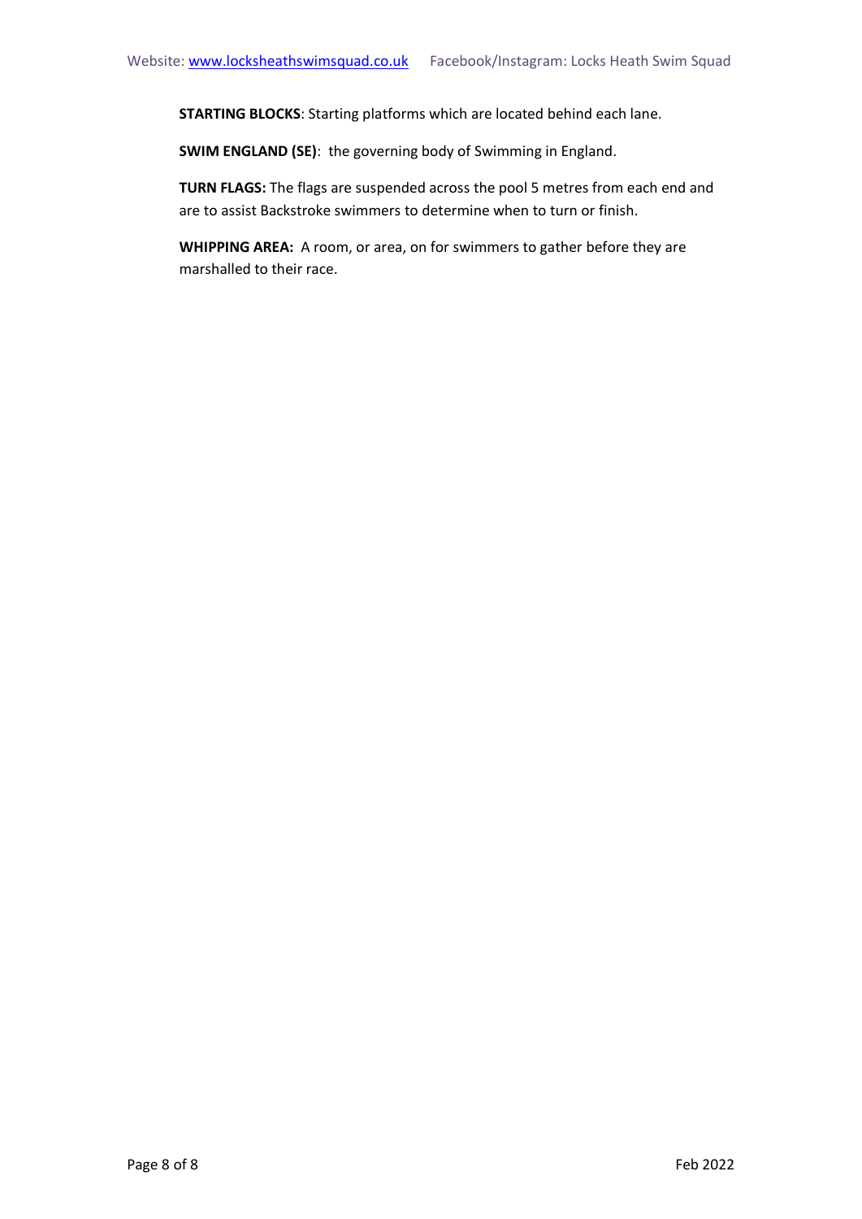**STARTING BLOCKS**: Starting platforms which are located behind each lane.

**SWIM ENGLAND (SE)**: the governing body of Swimming in England.

**TURN FLAGS:** The flags are suspended across the pool 5 metres from each end and are to assist Backstroke swimmers to determine when to turn or finish.

**WHIPPING AREA:** A room, or area, on for swimmers to gather before they are marshalled to their race.